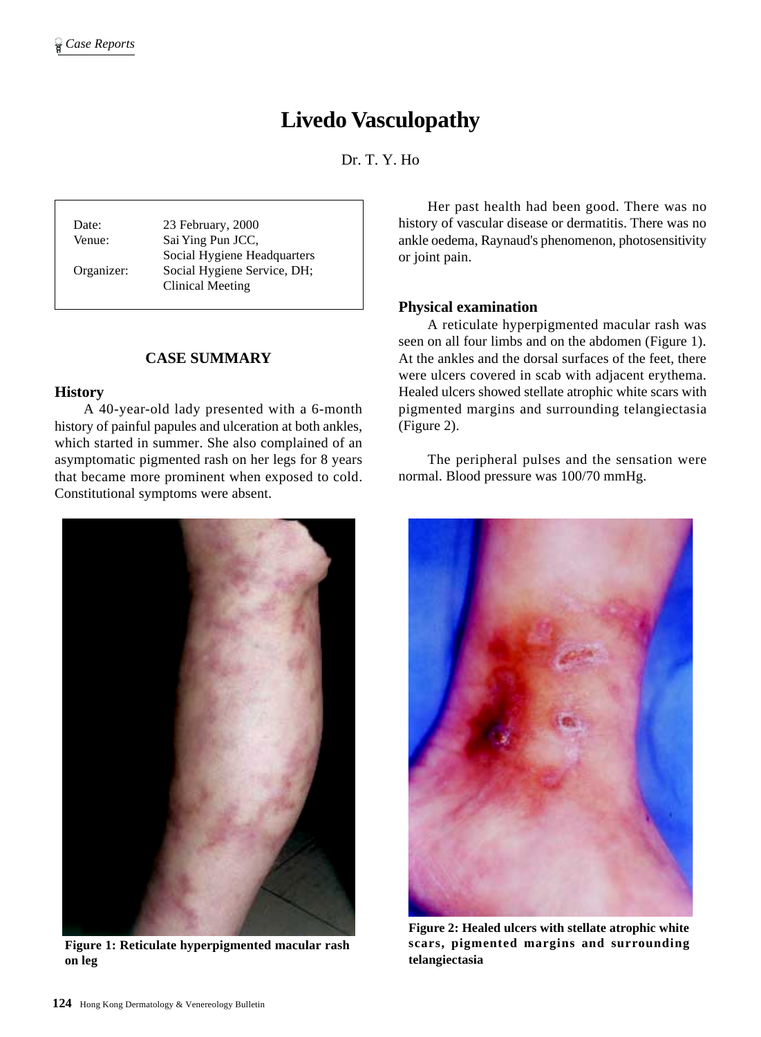# Livedo Vasculopathy

Dr. T. Y. Ho

| | |
|---|---|
| Date: | 23 February, 2000 |
| Venue: | Sai Ying Pun JCC, Social Hygiene Headquarters |
| Organizer: | Social Hygiene Service, DH; Clinical Meeting |

## CASE SUMMARY

### History

A 40-year-old lady presented with a 6-month history of painful papules and ulceration at both ankles, which started in summer. She also complained of an asymptomatic pigmented rash on her legs for 8 years that became more prominent when exposed to cold. Constitutional symptoms were absent.

Her past health had been good. There was no history of vascular disease or dermatitis. There was no ankle oedema, Raynaud's phenomenon, photosensitivity or joint pain.

### Physical examination

A reticulate hyperpigmented macular rash was seen on all four limbs and on the abdomen (Figure 1). At the ankles and the dorsal surfaces of the feet, there were ulcers covered in scab with adjacent erythema. Healed ulcers showed stellate atrophic white scars with pigmented margins and surrounding telangiectasia (Figure 2).

The peripheral pulses and the sensation were normal. Blood pressure was 100/70 mmHg.

**Figure 1: Reticulate hyperpigmented macular rash on leg**

**Figure 2: Healed ulcers with stellate atrophic white scars, pigmented margins and surrounding telangiectasia**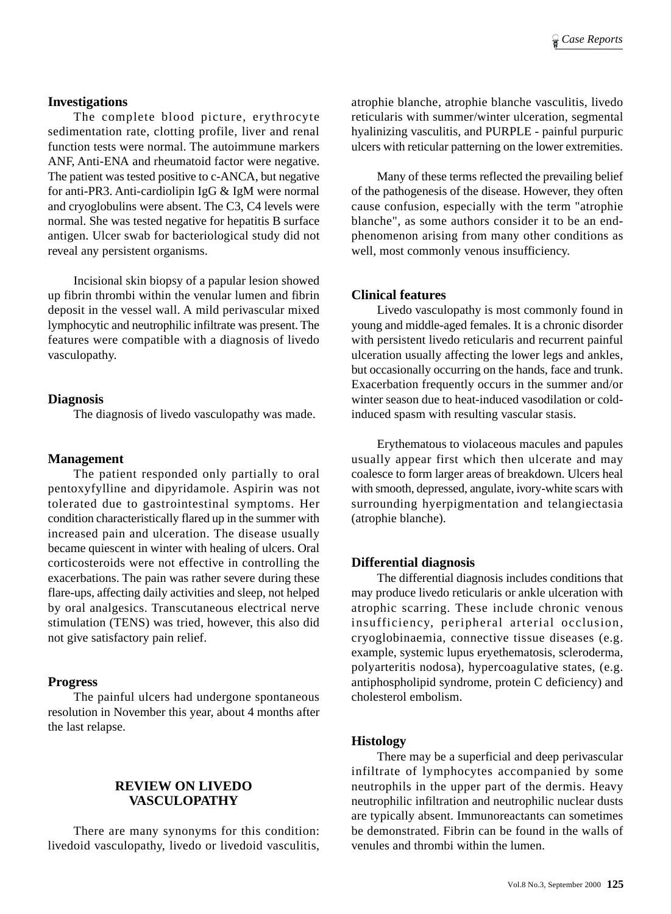### Investigations

The complete blood picture, erythrocyte sedimentation rate, clotting profile, liver and renal function tests were normal. The autoimmune markers ANF, Anti-ENA and rheumatoid factor were negative. The patient was tested positive to c-ANCA, but negative for anti-PR3. Anti-cardiolipin IgG & IgM were normal and cryoglobulins were absent. The C3, C4 levels were normal. She was tested negative for hepatitis B surface antigen. Ulcer swab for bacteriological study did not reveal any persistent organisms.

Incisional skin biopsy of a papular lesion showed up fibrin thrombi within the venular lumen and fibrin deposit in the vessel wall. A mild perivascular mixed lymphocytic and neutrophilic infiltrate was present. The features were compatible with a diagnosis of livedo vasculopathy.

### Diagnosis

The diagnosis of livedo vasculopathy was made.

### Management

The patient responded only partially to oral pentoxyfylline and dipyridamole. Aspirin was not tolerated due to gastrointestinal symptoms. Her condition characteristically flared up in the summer with increased pain and ulceration. The disease usually became quiescent in winter with healing of ulcers. Oral corticosteroids were not effective in controlling the exacerbations. The pain was rather severe during these flare-ups, affecting daily activities and sleep, not helped by oral analgesics. Transcutaneous electrical nerve stimulation (TENS) was tried, however, this also did not give satisfactory pain relief.

### Progress

The painful ulcers had undergone spontaneous resolution in November this year, about 4 months after the last relapse.

## REVIEW ON LIVEDO VASCULOPATHY

There are many synonyms for this condition: livedoid vasculopathy, livedo or livedoid vasculitis, atrophie blanche, atrophie blanche vasculitis, livedo reticularis with summer/winter ulceration, segmental hyalinizing vasculitis, and PURPLE - painful purpuric ulcers with reticular patterning on the lower extremities.

Many of these terms reflected the prevailing belief of the pathogenesis of the disease. However, they often cause confusion, especially with the term "atrophie blanche", as some authors consider it to be an end-phenomenon arising from many other conditions as well, most commonly venous insufficiency.

### Clinical features

Livedo vasculopathy is most commonly found in young and middle-aged females. It is a chronic disorder with persistent livedo reticularis and recurrent painful ulceration usually affecting the lower legs and ankles, but occasionally occurring on the hands, face and trunk. Exacerbation frequently occurs in the summer and/or winter season due to heat-induced vasodilation or cold-induced spasm with resulting vascular stasis.

Erythematous to violaceous macules and papules usually appear first which then ulcerate and may coalesce to form larger areas of breakdown. Ulcers heal with smooth, depressed, angulate, ivory-white scars with surrounding hyerpigmentation and telangiectasia (atrophie blanche).

### Differential diagnosis

The differential diagnosis includes conditions that may produce livedo reticularis or ankle ulceration with atrophic scarring. These include chronic venous insufficiency, peripheral arterial occlusion, cryoglobinaemia, connective tissue diseases (e.g. example, systemic lupus eryethematosis, scleroderma, polyarteritis nodosa), hypercoagulative states, (e.g. antiphospholipid syndrome, protein C deficiency) and cholesterol embolism.

### Histology

There may be a superficial and deep perivascular infiltrate of lymphocytes accompanied by some neutrophils in the upper part of the dermis. Heavy neutrophilic infiltration and neutrophilic nuclear dusts are typically absent. Immunoreactants can sometimes be demonstrated. Fibrin can be found in the walls of venules and thrombi within the lumen.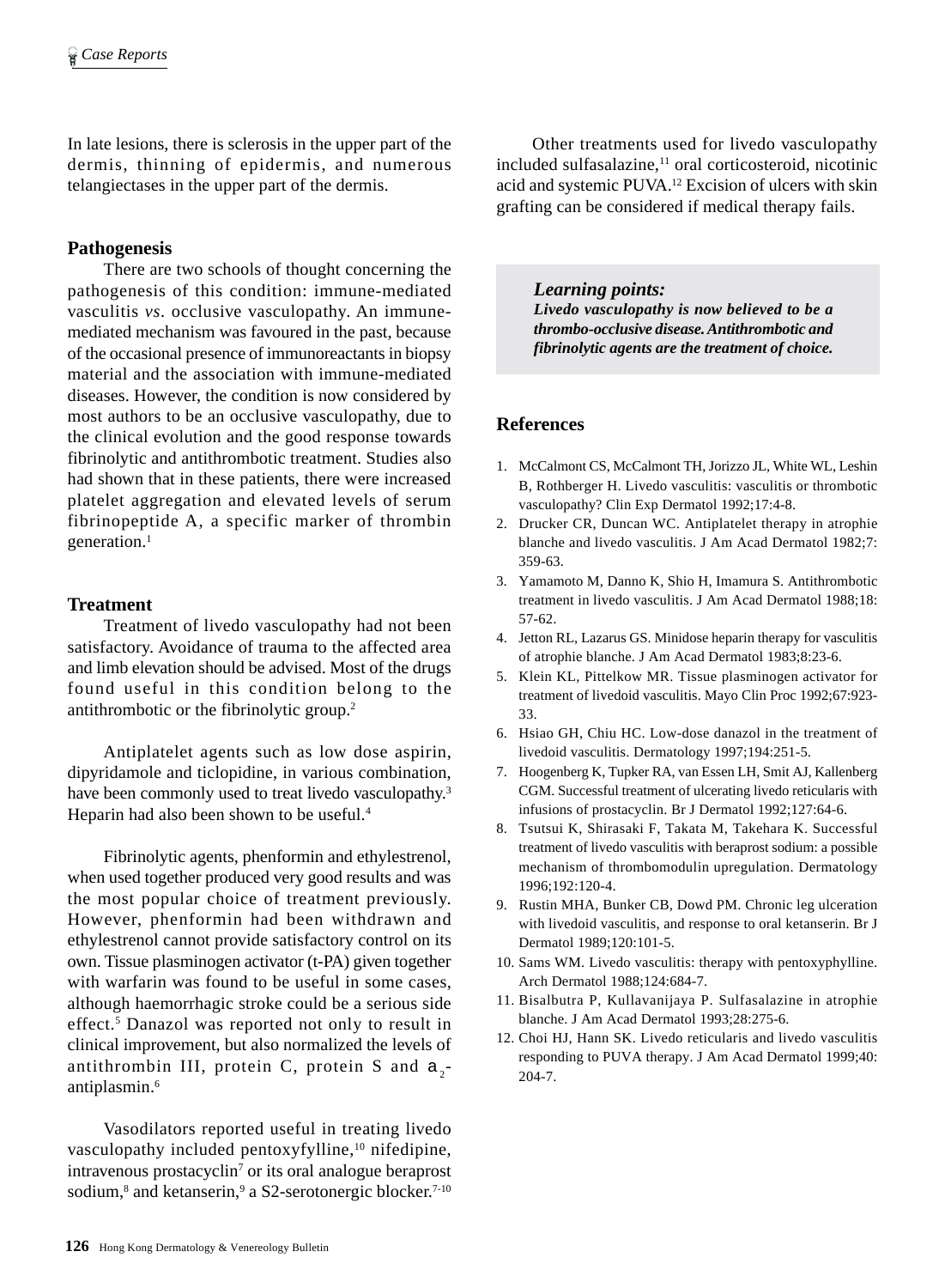In late lesions, there is sclerosis in the upper part of the dermis, thinning of epidermis, and numerous telangiectases in the upper part of the dermis.

### Pathogenesis

There are two schools of thought concerning the pathogenesis of this condition: immune-mediated vasculitis *vs*. occlusive vasculopathy. An immune-mediated mechanism was favoured in the past, because of the occasional presence of immunoreactants in biopsy material and the association with immune-mediated diseases. However, the condition is now considered by most authors to be an occlusive vasculopathy, due to the clinical evolution and the good response towards fibrinolytic and antithrombotic treatment. Studies also had shown that in these patients, there were increased platelet aggregation and elevated levels of serum fibrinopeptide A, a specific marker of thrombin generation.[1]

### Treatment

Treatment of livedo vasculopathy had not been satisfactory. Avoidance of trauma to the affected area and limb elevation should be advised. Most of the drugs found useful in this condition belong to the antithrombotic or the fibrinolytic group.[2]

Antiplatelet agents such as low dose aspirin, dipyridamole and ticlopidine, in various combination, have been commonly used to treat livedo vasculopathy.[3] Heparin had also been shown to be useful.[4]

Fibrinolytic agents, phenformin and ethylestrenol, when used together produced very good results and was the most popular choice of treatment previously. However, phenformin had been withdrawn and ethylestrenol cannot provide satisfactory control on its own. Tissue plasminogen activator (t-PA) given together with warfarin was found to be useful in some cases, although haemorrhagic stroke could be a serious side effect.[5] Danazol was reported not only to result in clinical improvement, but also normalized the levels of antithrombin III, protein C, protein S and $a_2$-antiplasmin.[6]

Vasodilators reported useful in treating livedo vasculopathy included pentoxyfylline,[10] nifedipine, intravenous prostacyclin[7] or its oral analogue beraprost sodium,[8] and ketanserin,[9] a S2-serotonergic blocker.[7-10]

Other treatments used for livedo vasculopathy included sulfasalazine,[11] oral corticosteroid, nicotinic acid and systemic PUVA.[12] Excision of ulcers with skin grafting can be considered if medical therapy fails.

> ***Learning points:***
> ***Livedo vasculopathy is now believed to be a thrombo-occlusive disease. Antithrombotic and fibrinolytic agents are the treatment of choice.***

### References

1. McCalmont CS, McCalmont TH, Jorizzo JL, White WL, Leshin B, Rothberger H. Livedo vasculitis: vasculitis or thrombotic vasculopathy? Clin Exp Dermatol 1992;17:4-8.
2. Drucker CR, Duncan WC. Antiplatelet therapy in atrophie blanche and livedo vasculitis. J Am Acad Dermatol 1982;7: 359-63.
3. Yamamoto M, Danno K, Shio H, Imamura S. Antithrombotic treatment in livedo vasculitis. J Am Acad Dermatol 1988;18: 57-62.
4. Jetton RL, Lazarus GS. Minidose heparin therapy for vasculitis of atrophie blanche. J Am Acad Dermatol 1983;8:23-6.
5. Klein KL, Pittelkow MR. Tissue plasminogen activator for treatment of livedoid vasculitis. Mayo Clin Proc 1992;67:923-33.
6. Hsiao GH, Chiu HC. Low-dose danazol in the treatment of livedoid vasculitis. Dermatology 1997;194:251-5.
7. Hoogenberg K, Tupker RA, van Essen LH, Smit AJ, Kallenberg CGM. Successful treatment of ulcerating livedo reticularis with infusions of prostacyclin. Br J Dermatol 1992;127:64-6.
8. Tsutsui K, Shirasaki F, Takata M, Takehara K. Successful treatment of livedo vasculitis with beraprost sodium: a possible mechanism of thrombomodulin upregulation. Dermatology 1996;192:120-4.
9. Rustin MHA, Bunker CB, Dowd PM. Chronic leg ulceration with livedoid vasculitis, and response to oral ketanserin. Br J Dermatol 1989;120:101-5.
10. Sams WM. Livedo vasculitis: therapy with pentoxyphylline. Arch Dermatol 1988;124:684-7.
11. Bisalbutra P, Kullavanijaya P. Sulfasalazine in atrophie blanche. J Am Acad Dermatol 1993;28:275-6.
12. Choi HJ, Hann SK. Livedo reticularis and livedo vasculitis responding to PUVA therapy. J Am Acad Dermatol 1999;40: 204-7.